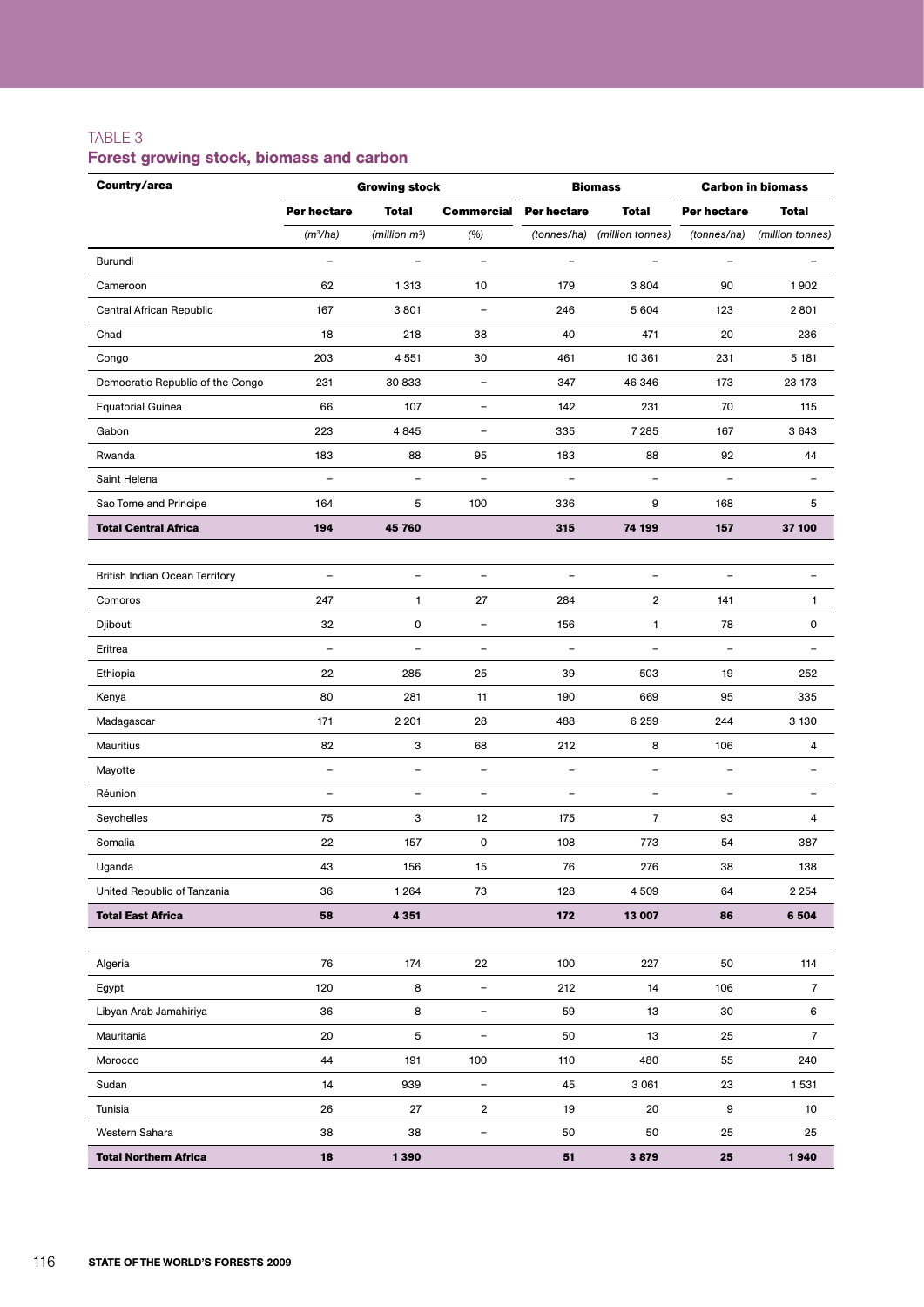TABLE 3

## Forest growing stock, biomass and carbon

| Country/area | Growing stock | | | Biomass | | Carbon in biomass | |
|---|---|---|---|---|---|---|---|
| | Per hectare | Total | Commercial | Per hectare | Total | Per hectare | Total |
| | *(m³/ha)* | *(million m³)* | *(%)* | *(tonnes/ha)* | *(million tonnes)* | *(tonnes/ha)* | *(million tonnes)* |
| Burundi | – | – | – | – | – | – | – |
| Cameroon | 62 | 1 313 | 10 | 179 | 3 804 | 90 | 1 902 |
| Central African Republic | 167 | 3 801 | – | 246 | 5 604 | 123 | 2 801 |
| Chad | 18 | 218 | 38 | 40 | 471 | 20 | 236 |
| Congo | 203 | 4 551 | 30 | 461 | 10 361 | 231 | 5 181 |
| Democratic Republic of the Congo | 231 | 30 833 | – | 347 | 46 346 | 173 | 23 173 |
| Equatorial Guinea | 66 | 107 | – | 142 | 231 | 70 | 115 |
| Gabon | 223 | 4 845 | – | 335 | 7 285 | 167 | 3 643 |
| Rwanda | 183 | 88 | 95 | 183 | 88 | 92 | 44 |
| Saint Helena | – | – | – | – | – | – | – |
| Sao Tome and Principe | 164 | 5 | 100 | 336 | 9 | 168 | 5 |
| **Total Central Africa** | **194** | **45 760** | | **315** | **74 199** | **157** | **37 100** |
| | | | | | | | |
| British Indian Ocean Territory | – | – | – | – | – | – | – |
| Comoros | 247 | 1 | 27 | 284 | 2 | 141 | 1 |
| Djibouti | 32 | 0 | – | 156 | 1 | 78 | 0 |
| Eritrea | – | – | – | – | – | – | – |
| Ethiopia | 22 | 285 | 25 | 39 | 503 | 19 | 252 |
| Kenya | 80 | 281 | 11 | 190 | 669 | 95 | 335 |
| Madagascar | 171 | 2 201 | 28 | 488 | 6 259 | 244 | 3 130 |
| Mauritius | 82 | 3 | 68 | 212 | 8 | 106 | 4 |
| Mayotte | – | – | – | – | – | – | – |
| Réunion | – | – | – | – | – | – | – |
| Seychelles | 75 | 3 | 12 | 175 | 7 | 93 | 4 |
| Somalia | 22 | 157 | 0 | 108 | 773 | 54 | 387 |
| Uganda | 43 | 156 | 15 | 76 | 276 | 38 | 138 |
| United Republic of Tanzania | 36 | 1 264 | 73 | 128 | 4 509 | 64 | 2 254 |
| **Total East Africa** | **58** | **4 351** | | **172** | **13 007** | **86** | **6 504** |
| | | | | | | | |
| Algeria | 76 | 174 | 22 | 100 | 227 | 50 | 114 |
| Egypt | 120 | 8 | – | 212 | 14 | 106 | 7 |
| Libyan Arab Jamahiriya | 36 | 8 | – | 59 | 13 | 30 | 6 |
| Mauritania | 20 | 5 | – | 50 | 13 | 25 | 7 |
| Morocco | 44 | 191 | 100 | 110 | 480 | 55 | 240 |
| Sudan | 14 | 939 | – | 45 | 3 061 | 23 | 1 531 |
| Tunisia | 26 | 27 | 2 | 19 | 20 | 9 | 10 |
| Western Sahara | 38 | 38 | – | 50 | 50 | 25 | 25 |
| **Total Northern Africa** | **18** | **1 390** | | **51** | **3 879** | **25** | **1 940** |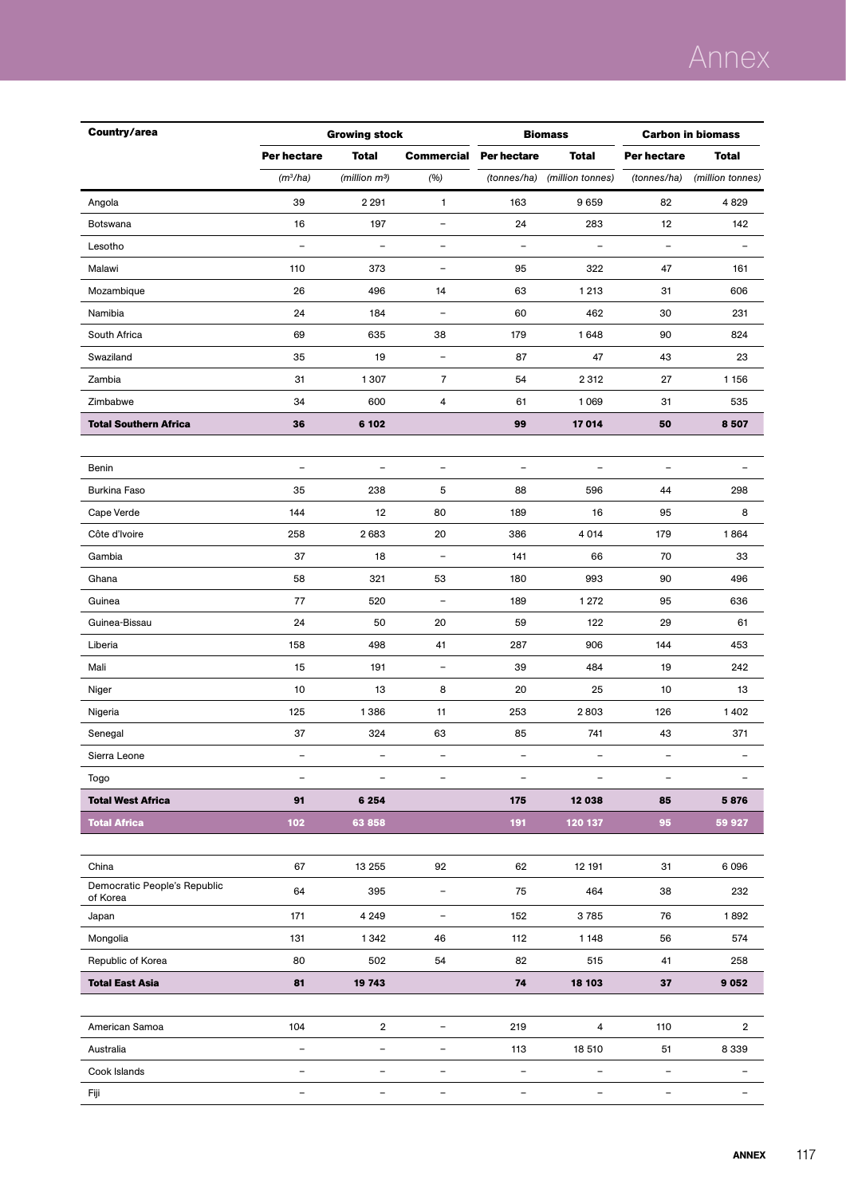| Country/area | Growing stock | | | Biomass | | Carbon in biomass | |
|---|---|---|---|---|---|---|---|
| | Per hectare | Total | Commercial | Per hectare | Total | Per hectare | Total |
| | *($m^3$/ha)* | *(million $m^3$)* | *(%)* | *(tonnes/ha)* | *(million tonnes)* | *(tonnes/ha)* | *(million tonnes)* |
| Angola | 39 | 2 291 | 1 | 163 | 9 659 | 82 | 4 829 |
| Botswana | 16 | 197 | – | 24 | 283 | 12 | 142 |
| Lesotho | – | – | – | – | – | – | – |
| Malawi | 110 | 373 | – | 95 | 322 | 47 | 161 |
| Mozambique | 26 | 496 | 14 | 63 | 1 213 | 31 | 606 |
| Namibia | 24 | 184 | – | 60 | 462 | 30 | 231 |
| South Africa | 69 | 635 | 38 | 179 | 1 648 | 90 | 824 |
| Swaziland | 35 | 19 | – | 87 | 47 | 43 | 23 |
| Zambia | 31 | 1 307 | 7 | 54 | 2 312 | 27 | 1 156 |
| Zimbabwe | 34 | 600 | 4 | 61 | 1 069 | 31 | 535 |
| **Total Southern Africa** | **36** | **6 102** | | **99** | **17 014** | **50** | **8 507** |
| | | | | | | | |
| Benin | – | – | – | – | – | – | – |
| Burkina Faso | 35 | 238 | 5 | 88 | 596 | 44 | 298 |
| Cape Verde | 144 | 12 | 80 | 189 | 16 | 95 | 8 |
| Côte d'Ivoire | 258 | 2 683 | 20 | 386 | 4 014 | 179 | 1 864 |
| Gambia | 37 | 18 | – | 141 | 66 | 70 | 33 |
| Ghana | 58 | 321 | 53 | 180 | 993 | 90 | 496 |
| Guinea | 77 | 520 | – | 189 | 1 272 | 95 | 636 |
| Guinea-Bissau | 24 | 50 | 20 | 59 | 122 | 29 | 61 |
| Liberia | 158 | 498 | 41 | 287 | 906 | 144 | 453 |
| Mali | 15 | 191 | – | 39 | 484 | 19 | 242 |
| Niger | 10 | 13 | 8 | 20 | 25 | 10 | 13 |
| Nigeria | 125 | 1 386 | 11 | 253 | 2 803 | 126 | 1 402 |
| Senegal | 37 | 324 | 63 | 85 | 741 | 43 | 371 |
| Sierra Leone | – | – | – | – | – | – | – |
| Togo | – | – | – | – | – | – | – |
| **Total West Africa** | **91** | **6 254** | | **175** | **12 038** | **85** | **5 876** |
| **Total Africa** | **102** | **63 858** | | **191** | **120 137** | **95** | **59 927** |
| | | | | | | | |
| China | 67 | 13 255 | 92 | 62 | 12 191 | 31 | 6 096 |
| Democratic People's Republic of Korea | 64 | 395 | – | 75 | 464 | 38 | 232 |
| Japan | 171 | 4 249 | – | 152 | 3 785 | 76 | 1 892 |
| Mongolia | 131 | 1 342 | 46 | 112 | 1 148 | 56 | 574 |
| Republic of Korea | 80 | 502 | 54 | 82 | 515 | 41 | 258 |
| **Total East Asia** | **81** | **19 743** | | **74** | **18 103** | **37** | **9 052** |
| | | | | | | | |
| American Samoa | 104 | 2 | – | 219 | 4 | 110 | 2 |
| Australia | – | – | – | 113 | 18 510 | 51 | 8 339 |
| Cook Islands | – | – | – | – | – | – | – |
| Fiji | – | – | – | – | – | – | – |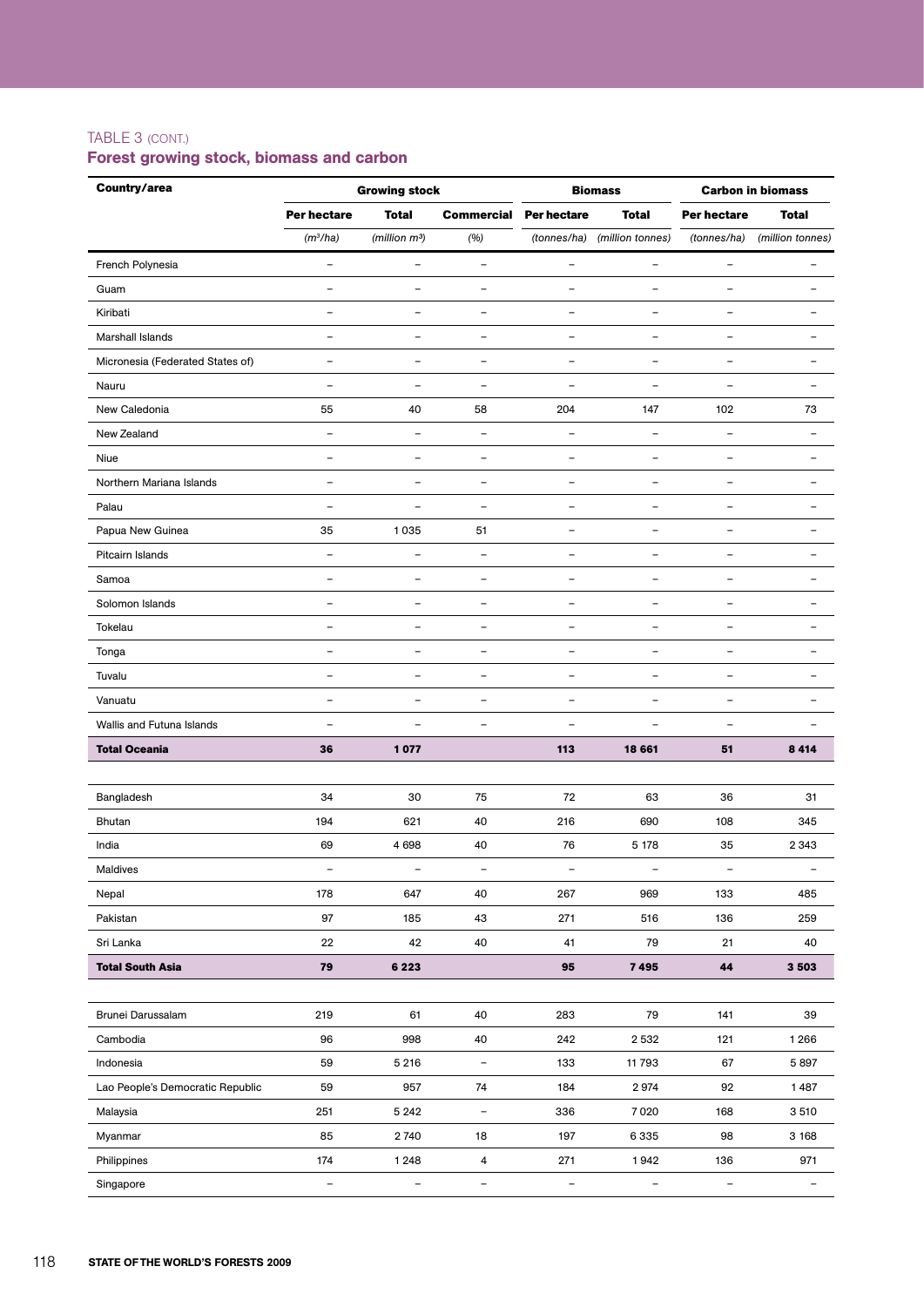## TABLE 3 (CONT.)
## Forest growing stock, biomass and carbon

| Country/area | Growing stock | | | Biomass | | Carbon in biomass | |
|---|---|---|---|---|---|---|---|
| | Per hectare | Total | Commercial | Per hectare | Total | Per hectare | Total |
| | *($m^3$/ha)* | *(million $m^3$)* | *(%)* | *(tonnes/ha)* | *(million tonnes)* | *(tonnes/ha)* | *(million tonnes)* |
| French Polynesia | – | – | – | – | – | – | – |
| Guam | – | – | – | – | – | – | – |
| Kiribati | – | – | – | – | – | – | – |
| Marshall Islands | – | – | – | – | – | – | – |
| Micronesia (Federated States of) | – | – | – | – | – | – | – |
| Nauru | – | – | – | – | – | – | – |
| New Caledonia | 55 | 40 | 58 | 204 | 147 | 102 | 73 |
| New Zealand | – | – | – | – | – | – | – |
| Niue | – | – | – | – | – | – | – |
| Northern Mariana Islands | – | – | – | – | – | – | – |
| Palau | – | – | – | – | – | – | – |
| Papua New Guinea | 35 | 1 035 | 51 | – | – | – | – |
| Pitcairn Islands | – | – | – | – | – | – | – |
| Samoa | – | – | – | – | – | – | – |
| Solomon Islands | – | – | – | – | – | – | – |
| Tokelau | – | – | – | – | – | – | – |
| Tonga | – | – | – | – | – | – | – |
| Tuvalu | – | – | – | – | – | – | – |
| Vanuatu | – | – | – | – | – | – | – |
| Wallis and Futuna Islands | – | – | – | – | – | – | – |
| **Total Oceania** | **36** | **1 077** | | **113** | **18 661** | **51** | **8 414** |
| | | | | | | | |
| Bangladesh | 34 | 30 | 75 | 72 | 63 | 36 | 31 |
| Bhutan | 194 | 621 | 40 | 216 | 690 | 108 | 345 |
| India | 69 | 4 698 | 40 | 76 | 5 178 | 35 | 2 343 |
| Maldives | – | – | – | – | – | – | – |
| Nepal | 178 | 647 | 40 | 267 | 969 | 133 | 485 |
| Pakistan | 97 | 185 | 43 | 271 | 516 | 136 | 259 |
| Sri Lanka | 22 | 42 | 40 | 41 | 79 | 21 | 40 |
| **Total South Asia** | **79** | **6 223** | | **95** | **7 495** | **44** | **3 503** |
| | | | | | | | |
| Brunei Darussalam | 219 | 61 | 40 | 283 | 79 | 141 | 39 |
| Cambodia | 96 | 998 | 40 | 242 | 2 532 | 121 | 1 266 |
| Indonesia | 59 | 5 216 | – | 133 | 11 793 | 67 | 5 897 |
| Lao People's Democratic Republic | 59 | 957 | 74 | 184 | 2 974 | 92 | 1 487 |
| Malaysia | 251 | 5 242 | – | 336 | 7 020 | 168 | 3 510 |
| Myanmar | 85 | 2 740 | 18 | 197 | 6 335 | 98 | 3 168 |
| Philippines | 174 | 1 248 | 4 | 271 | 1 942 | 136 | 971 |
| Singapore | – | – | – | – | – | – | – |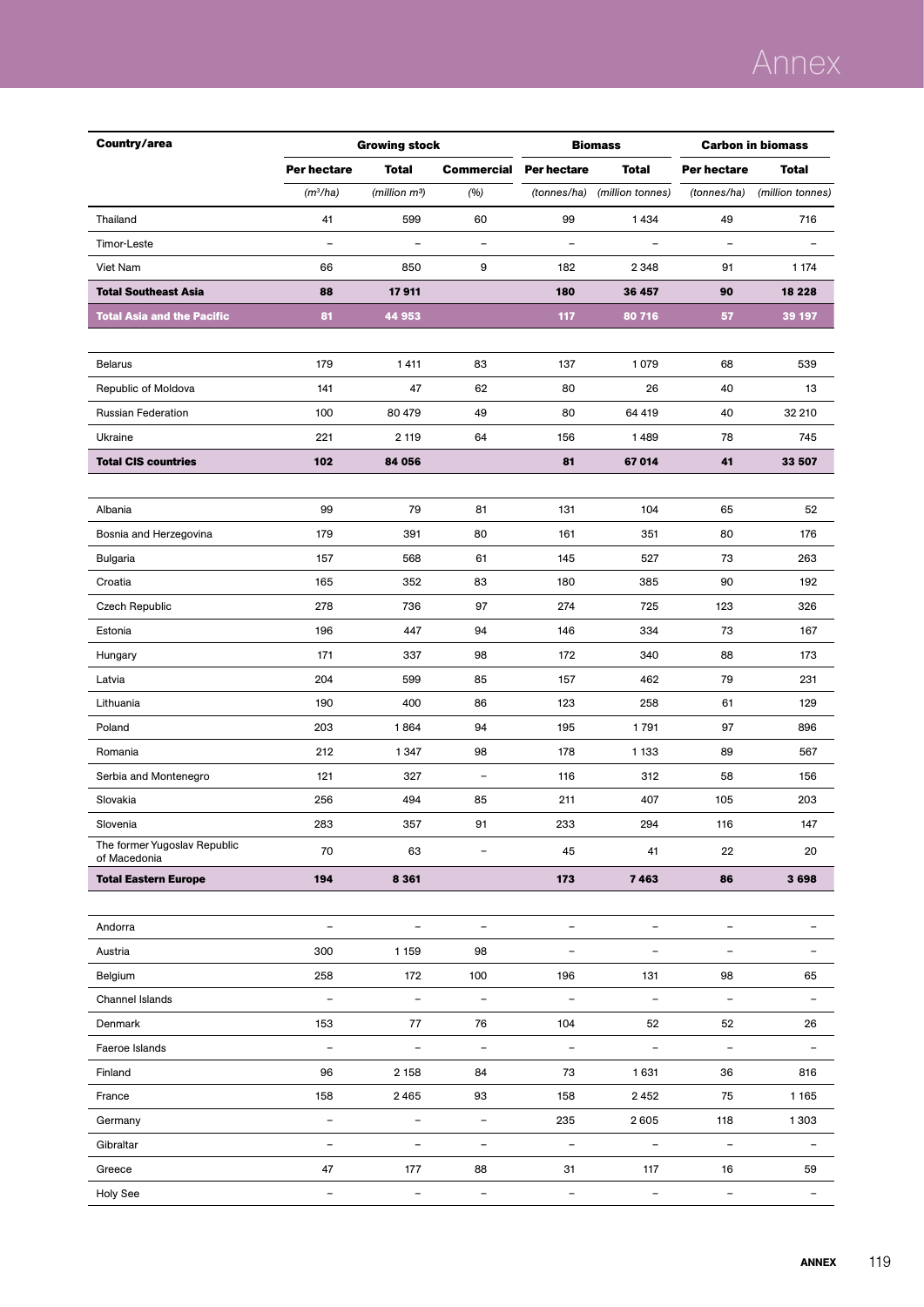| Country/area | Growing stock | | | Biomass | | Carbon in biomass | |
|---|---|---|---|---|---|---|---|
| | Per hectare | Total | Commercial | Per hectare | Total | Per hectare | Total |
| | *($m^3$/ha)* | *(million $m^3$)* | *(%)* | *(tonnes/ha)* | *(million tonnes)* | *(tonnes/ha)* | *(million tonnes)* |
| Thailand | 41 | 599 | 60 | 99 | 1 434 | 49 | 716 |
| Timor-Leste | – | – | – | – | – | – | – |
| Viet Nam | 66 | 850 | 9 | 182 | 2 348 | 91 | 1 174 |
| **Total Southeast Asia** | **88** | **17 911** | | **180** | **36 457** | **90** | **18 228** |
| **Total Asia and the Pacific** | **81** | **44 953** | | **117** | **80 716** | **57** | **39 197** |
| | | | | | | | |
| Belarus | 179 | 1 411 | 83 | 137 | 1 079 | 68 | 539 |
| Republic of Moldova | 141 | 47 | 62 | 80 | 26 | 40 | 13 |
| Russian Federation | 100 | 80 479 | 49 | 80 | 64 419 | 40 | 32 210 |
| Ukraine | 221 | 2 119 | 64 | 156 | 1 489 | 78 | 745 |
| **Total CIS countries** | **102** | **84 056** | | **81** | **67 014** | **41** | **33 507** |
| | | | | | | | |
| Albania | 99 | 79 | 81 | 131 | 104 | 65 | 52 |
| Bosnia and Herzegovina | 179 | 391 | 80 | 161 | 351 | 80 | 176 |
| Bulgaria | 157 | 568 | 61 | 145 | 527 | 73 | 263 |
| Croatia | 165 | 352 | 83 | 180 | 385 | 90 | 192 |
| Czech Republic | 278 | 736 | 97 | 274 | 725 | 123 | 326 |
| Estonia | 196 | 447 | 94 | 146 | 334 | 73 | 167 |
| Hungary | 171 | 337 | 98 | 172 | 340 | 88 | 173 |
| Latvia | 204 | 599 | 85 | 157 | 462 | 79 | 231 |
| Lithuania | 190 | 400 | 86 | 123 | 258 | 61 | 129 |
| Poland | 203 | 1 864 | 94 | 195 | 1 791 | 97 | 896 |
| Romania | 212 | 1 347 | 98 | 178 | 1 133 | 89 | 567 |
| Serbia and Montenegro | 121 | 327 | – | 116 | 312 | 58 | 156 |
| Slovakia | 256 | 494 | 85 | 211 | 407 | 105 | 203 |
| Slovenia | 283 | 357 | 91 | 233 | 294 | 116 | 147 |
| The former Yugoslav Republic of Macedonia | 70 | 63 | – | 45 | 41 | 22 | 20 |
| **Total Eastern Europe** | **194** | **8 361** | | **173** | **7 463** | **86** | **3 698** |
| | | | | | | | |
| Andorra | – | – | – | – | – | – | – |
| Austria | 300 | 1 159 | 98 | – | – | – | – |
| Belgium | 258 | 172 | 100 | 196 | 131 | 98 | 65 |
| Channel Islands | – | – | – | – | – | – | – |
| Denmark | 153 | 77 | 76 | 104 | 52 | 52 | 26 |
| Faeroe Islands | – | – | – | – | – | – | – |
| Finland | 96 | 2 158 | 84 | 73 | 1 631 | 36 | 816 |
| France | 158 | 2 465 | 93 | 158 | 2 452 | 75 | 1 165 |
| Germany | – | – | – | 235 | 2 605 | 118 | 1 303 |
| Gibraltar | – | – | – | – | – | – | – |
| Greece | 47 | 177 | 88 | 31 | 117 | 16 | 59 |
| Holy See | – | – | – | – | – | – | – |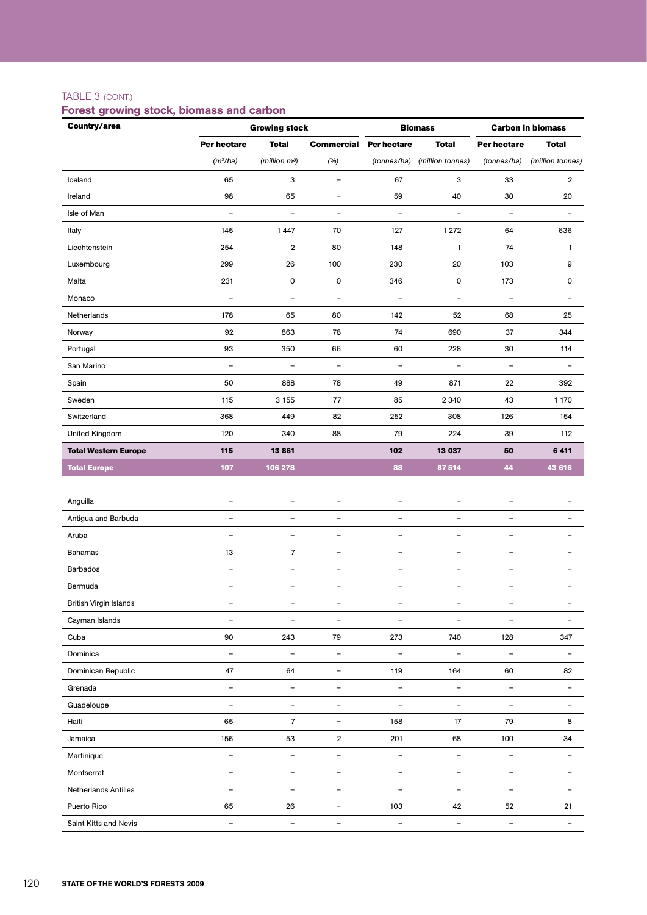TABLE 3 (CONT.)

## Forest growing stock, biomass and carbon

| Country/area | Growing stock | | | Biomass | | Carbon in biomass | |
|---|---|---|---|---|---|---|---|
| | Per hectare | Total | Commercial | Per hectare | Total | Per hectare | Total |
| | *(m³/ha)* | *(million m³)* | *(%)* | *(tonnes/ha)* | *(million tonnes)* | *(tonnes/ha)* | *(million tonnes)* |
| Iceland | 65 | 3 | – | 67 | 3 | 33 | 2 |
| Ireland | 98 | 65 | – | 59 | 40 | 30 | 20 |
| Isle of Man | – | – | – | – | – | – | – |
| Italy | 145 | 1 447 | 70 | 127 | 1 272 | 64 | 636 |
| Liechtenstein | 254 | 2 | 80 | 148 | 1 | 74 | 1 |
| Luxembourg | 299 | 26 | 100 | 230 | 20 | 103 | 9 |
| Malta | 231 | 0 | 0 | 346 | 0 | 173 | 0 |
| Monaco | – | – | – | – | – | – | – |
| Netherlands | 178 | 65 | 80 | 142 | 52 | 68 | 25 |
| Norway | 92 | 863 | 78 | 74 | 690 | 37 | 344 |
| Portugal | 93 | 350 | 66 | 60 | 228 | 30 | 114 |
| San Marino | – | – | – | – | – | – | – |
| Spain | 50 | 888 | 78 | 49 | 871 | 22 | 392 |
| Sweden | 115 | 3 155 | 77 | 85 | 2 340 | 43 | 1 170 |
| Switzerland | 368 | 449 | 82 | 252 | 308 | 126 | 154 |
| United Kingdom | 120 | 340 | 88 | 79 | 224 | 39 | 112 |
| **Total Western Europe** | **115** | **13 861** | | **102** | **13 037** | **50** | **6 411** |
| **Total Europe** | **107** | **106 278** | | **88** | **87 514** | **44** | **43 616** |
| | | | | | | | |
| Anguilla | – | – | – | – | – | – | – |
| Antigua and Barbuda | – | – | – | – | – | – | – |
| Aruba | – | – | – | – | – | – | – |
| Bahamas | 13 | 7 | – | – | – | – | – |
| Barbados | – | – | – | – | – | – | – |
| Bermuda | – | – | – | – | – | – | – |
| British Virgin Islands | – | – | – | – | – | – | – |
| Cayman Islands | – | – | – | – | – | – | – |
| Cuba | 90 | 243 | 79 | 273 | 740 | 128 | 347 |
| Dominica | – | – | – | – | – | – | – |
| Dominican Republic | 47 | 64 | – | 119 | 164 | 60 | 82 |
| Grenada | – | – | – | – | – | – | – |
| Guadeloupe | – | – | – | – | – | – | – |
| Haiti | 65 | 7 | – | 158 | 17 | 79 | 8 |
| Jamaica | 156 | 53 | 2 | 201 | 68 | 100 | 34 |
| Martinique | – | – | – | – | – | – | – |
| Montserrat | – | – | – | – | – | – | – |
| Netherlands Antilles | – | – | – | – | – | – | – |
| Puerto Rico | 65 | 26 | – | 103 | 42 | 52 | 21 |
| Saint Kitts and Nevis | – | – | – | – | – | – | – |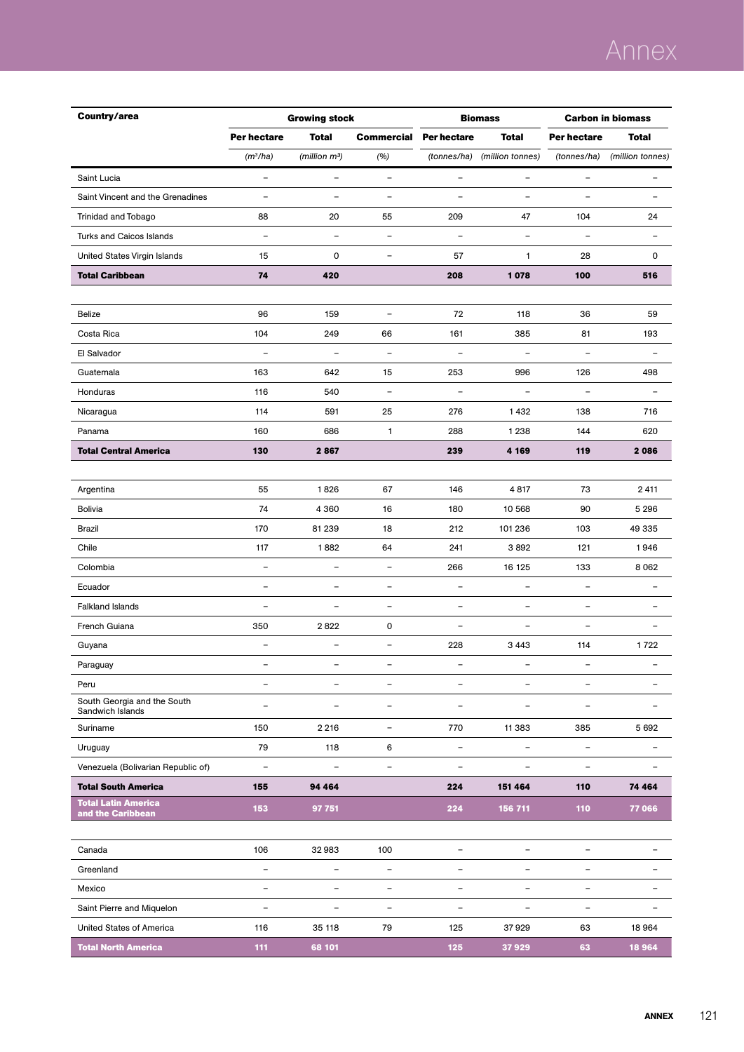| Country/area | Growing stock | | | Biomass | | Carbon in biomass | |
|---|---|---|---|---|---|---|---|
| | **Per hectare** | **Total** | **Commercial** | **Per hectare** | **Total** | **Per hectare** | **Total** |
| | *($m^3$/ha)* | *(million $m^3$)* | *(%)* | *(tonnes/ha)* | *(million tonnes)* | *(tonnes/ha)* | *(million tonnes)* |
| Saint Lucia | – | – | – | – | – | – | – |
| Saint Vincent and the Grenadines | – | – | – | – | – | – | – |
| Trinidad and Tobago | 88 | 20 | 55 | 209 | 47 | 104 | 24 |
| Turks and Caicos Islands | – | – | – | – | – | – | – |
| United States Virgin Islands | 15 | 0 | – | 57 | 1 | 28 | 0 |
| **Total Caribbean** | **74** | **420** | | **208** | **1 078** | **100** | **516** |
| | | | | | | | |
| Belize | 96 | 159 | – | 72 | 118 | 36 | 59 |
| Costa Rica | 104 | 249 | 66 | 161 | 385 | 81 | 193 |
| El Salvador | – | – | – | – | – | – | – |
| Guatemala | 163 | 642 | 15 | 253 | 996 | 126 | 498 |
| Honduras | 116 | 540 | – | – | – | – | – |
| Nicaragua | 114 | 591 | 25 | 276 | 1 432 | 138 | 716 |
| Panama | 160 | 686 | 1 | 288 | 1 238 | 144 | 620 |
| **Total Central America** | **130** | **2 867** | | **239** | **4 169** | **119** | **2 086** |
| | | | | | | | |
| Argentina | 55 | 1 826 | 67 | 146 | 4 817 | 73 | 2 411 |
| Bolivia | 74 | 4 360 | 16 | 180 | 10 568 | 90 | 5 296 |
| Brazil | 170 | 81 239 | 18 | 212 | 101 236 | 103 | 49 335 |
| Chile | 117 | 1 882 | 64 | 241 | 3 892 | 121 | 1 946 |
| Colombia | – | – | – | 266 | 16 125 | 133 | 8 062 |
| Ecuador | – | – | – | – | – | – | – |
| Falkland Islands | – | – | – | – | – | – | – |
| French Guiana | 350 | 2 822 | 0 | – | – | – | – |
| Guyana | – | – | – | 228 | 3 443 | 114 | 1 722 |
| Paraguay | – | – | – | – | – | – | – |
| Peru | – | – | – | – | – | – | – |
| South Georgia and the South Sandwich Islands | – | – | – | – | – | – | – |
| Suriname | 150 | 2 216 | – | 770 | 11 383 | 385 | 5 692 |
| Uruguay | 79 | 118 | 6 | – | – | – | – |
| Venezuela (Bolivarian Republic of) | – | – | – | – | – | – | – |
| **Total South America** | **155** | **94 464** | | **224** | **151 464** | **110** | **74 464** |
| **Total Latin America and the Caribbean** | **153** | **97 751** | | **224** | **156 711** | **110** | **77 066** |
| | | | | | | | |
| Canada | 106 | 32 983 | 100 | – | – | – | – |
| Greenland | – | – | – | – | – | – | – |
| Mexico | – | – | – | – | – | – | – |
| Saint Pierre and Miquelon | – | – | – | – | – | – | – |
| United States of America | 116 | 35 118 | 79 | 125 | 37 929 | 63 | 18 964 |
| **Total North America** | **111** | **68 101** | | **125** | **37 929** | **63** | **18 964** |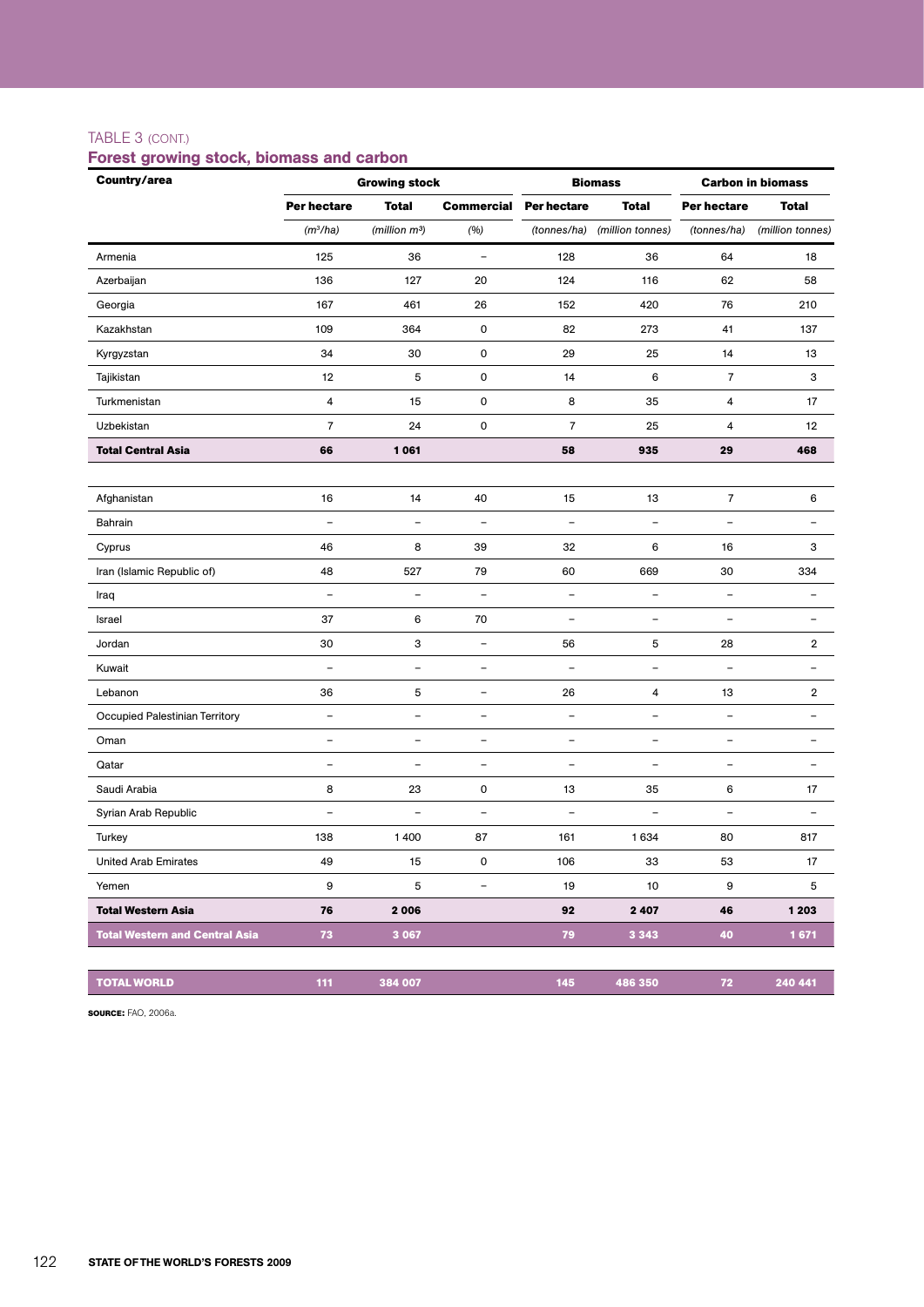TABLE 3 (CONT.)

## Forest growing stock, biomass and carbon

| Country/area | Growing stock | | | Biomass | | Carbon in biomass | |
|---|---|---|---|---|---|---|---|
| | Per hectare | Total | Commercial | Per hectare | Total | Per hectare | Total |
| | *($m^3$/ha)* | *(million $m^3$)* | *(%)* | *(tonnes/ha)* | *(million tonnes)* | *(tonnes/ha)* | *(million tonnes)* |
| Armenia | 125 | 36 | – | 128 | 36 | 64 | 18 |
| Azerbaijan | 136 | 127 | 20 | 124 | 116 | 62 | 58 |
| Georgia | 167 | 461 | 26 | 152 | 420 | 76 | 210 |
| Kazakhstan | 109 | 364 | 0 | 82 | 273 | 41 | 137 |
| Kyrgyzstan | 34 | 30 | 0 | 29 | 25 | 14 | 13 |
| Tajikistan | 12 | 5 | 0 | 14 | 6 | 7 | 3 |
| Turkmenistan | 4 | 15 | 0 | 8 | 35 | 4 | 17 |
| Uzbekistan | 7 | 24 | 0 | 7 | 25 | 4 | 12 |
| **Total Central Asia** | **66** | **1 061** | | **58** | **935** | **29** | **468** |
| | | | | | | | |
| Afghanistan | 16 | 14 | 40 | 15 | 13 | 7 | 6 |
| Bahrain | – | – | – | – | – | – | – |
| Cyprus | 46 | 8 | 39 | 32 | 6 | 16 | 3 |
| Iran (Islamic Republic of) | 48 | 527 | 79 | 60 | 669 | 30 | 334 |
| Iraq | – | – | – | – | – | – | – |
| Israel | 37 | 6 | 70 | – | – | – | – |
| Jordan | 30 | 3 | – | 56 | 5 | 28 | 2 |
| Kuwait | – | – | – | – | – | – | – |
| Lebanon | 36 | 5 | – | 26 | 4 | 13 | 2 |
| Occupied Palestinian Territory | – | – | – | – | – | – | – |
| Oman | – | – | – | – | – | – | – |
| Qatar | – | – | – | – | – | – | – |
| Saudi Arabia | 8 | 23 | 0 | 13 | 35 | 6 | 17 |
| Syrian Arab Republic | – | – | – | – | – | – | – |
| Turkey | 138 | 1 400 | 87 | 161 | 1 634 | 80 | 817 |
| United Arab Emirates | 49 | 15 | 0 | 106 | 33 | 53 | 17 |
| Yemen | 9 | 5 | – | 19 | 10 | 9 | 5 |
| **Total Western Asia** | **76** | **2 006** | | **92** | **2 407** | **46** | **1 203** |
| **Total Western and Central Asia** | **73** | **3 067** | | **79** | **3 343** | **40** | **1 671** |
| | | | | | | | |
| **TOTAL WORLD** | **111** | **384 007** | | **145** | **486 350** | **72** | **240 441** |

**SOURCE:** FAO, 2006a.